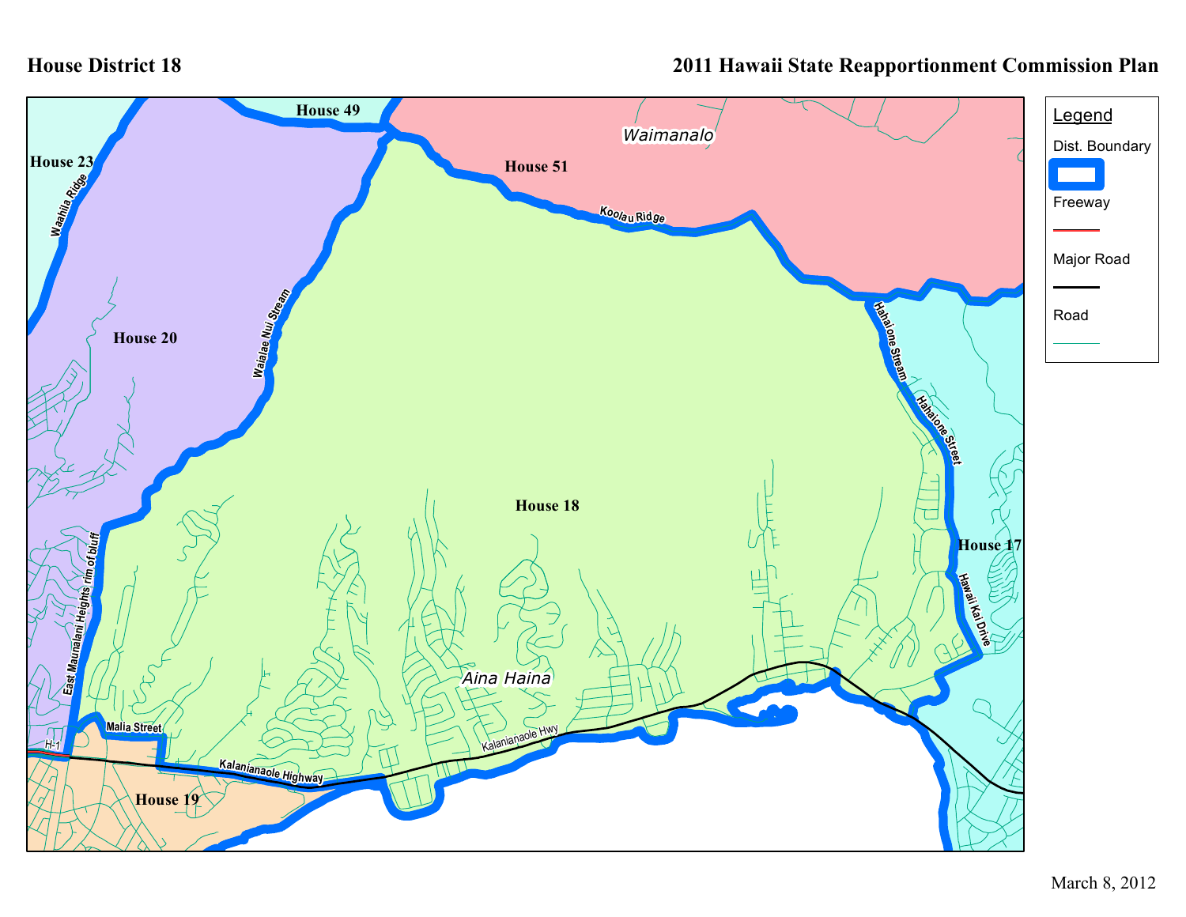# House District 18

**2011 Hawaii State Reapportionment Commission Plan**

House 49

House 23

Waahila Ridge

Waimanalo

House 51

Koolau Ridge

House 20

Waialae Nui Stream

Hahaione Stream

Hahaione Street

House 18

House 17

East Maunalani Heights rim of bluff

Hawaii Kai Drive

Aina Haina

Malia Street

H-1

Kalanianaole Hwy

Kalanianaole Highway

House 19

**Legend**

- Dist. Boundary
- Freeway
- Major Road
- Road

March 8, 2012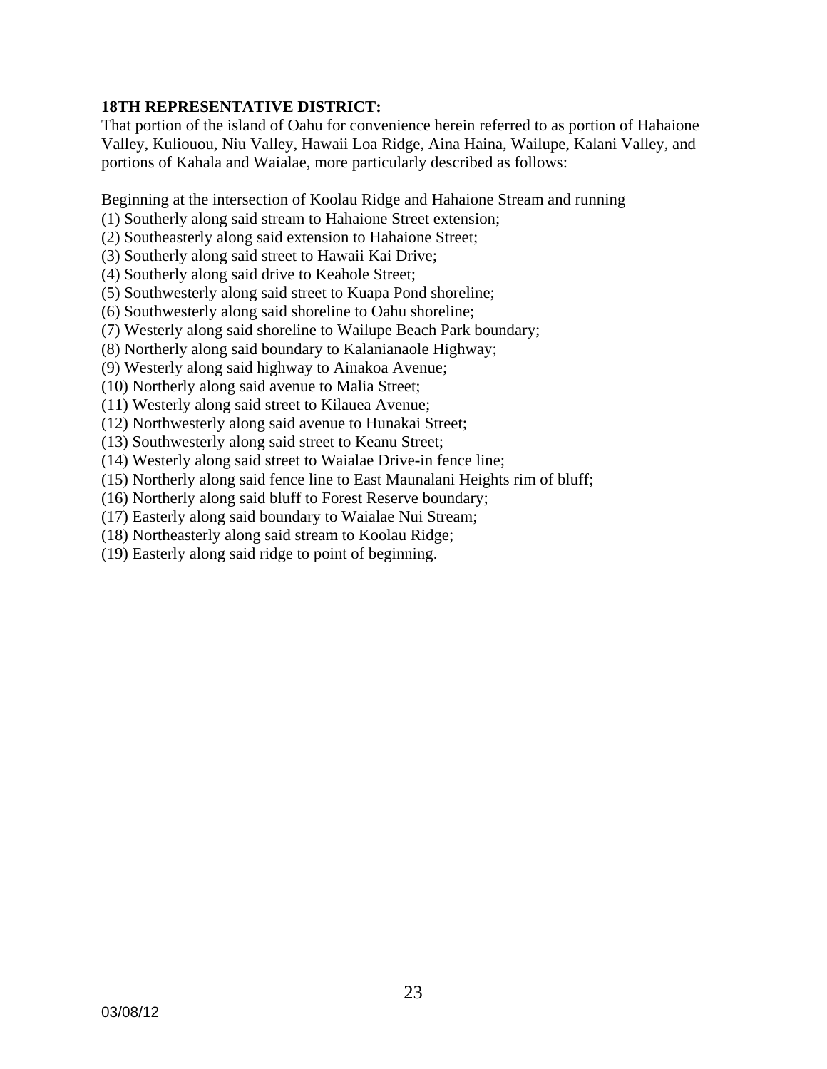**18TH REPRESENTATIVE DISTRICT:**

That portion of the island of Oahu for convenience herein referred to as portion of Hahaione Valley, Kuliouou, Niu Valley, Hawaii Loa Ridge, Aina Haina, Wailupe, Kalani Valley, and portions of Kahala and Waialae, more particularly described as follows:

Beginning at the intersection of Koolau Ridge and Hahaione Stream and running

(1) Southerly along said stream to Hahaione Street extension;
(2) Southeasterly along said extension to Hahaione Street;
(3) Southerly along said street to Hawaii Kai Drive;
(4) Southerly along said drive to Keahole Street;
(5) Southwesterly along said street to Kuapa Pond shoreline;
(6) Southwesterly along said shoreline to Oahu shoreline;
(7) Westerly along said shoreline to Wailupe Beach Park boundary;
(8) Northerly along said boundary to Kalanianaole Highway;
(9) Westerly along said highway to Ainakoa Avenue;
(10) Northerly along said avenue to Malia Street;
(11) Westerly along said street to Kilauea Avenue;
(12) Northwesterly along said avenue to Hunakai Street;
(13) Southwesterly along said street to Keanu Street;
(14) Westerly along said street to Waialae Drive-in fence line;
(15) Northerly along said fence line to East Maunalani Heights rim of bluff;
(16) Northerly along said bluff to Forest Reserve boundary;
(17) Easterly along said boundary to Waialae Nui Stream;
(18) Northeasterly along said stream to Koolau Ridge;
(19) Easterly along said ridge to point of beginning.